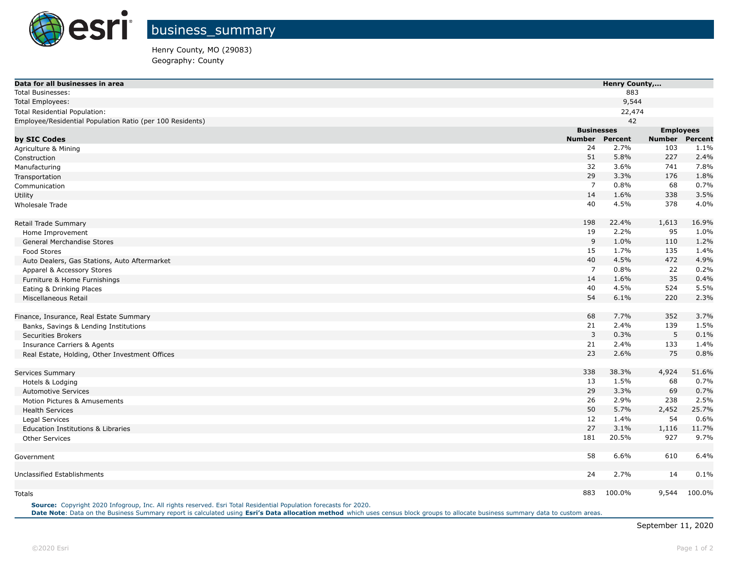# business_summary

Henry County, MO (29083)
Geography: County

| Data for all businesses in area | Henry County,... | | | |
|---|---|---|---|---|
| Total Businesses: | 883 | | | |
| Total Employees: | 9,544 | | | |
| Total Residential Population: | 22,474 | | | |
| Employee/Residential Population Ratio (per 100 Residents) | 42 | | | |
| | Businesses | | Employees | |
| **by SIC Codes** | **Number** | **Percent** | **Number** | **Percent** |
| Agriculture & Mining | 24 | 2.7% | 103 | 1.1% |
| Construction | 51 | 5.8% | 227 | 2.4% |
| Manufacturing | 32 | 3.6% | 741 | 7.8% |
| Transportation | 29 | 3.3% | 176 | 1.8% |
| Communication | 7 | 0.8% | 68 | 0.7% |
| Utility | 14 | 1.6% | 338 | 3.5% |
| Wholesale Trade | 40 | 4.5% | 378 | 4.0% |
| | | | | |
| Retail Trade Summary | 198 | 22.4% | 1,613 | 16.9% |
| Home Improvement | 19 | 2.2% | 95 | 1.0% |
| General Merchandise Stores | 9 | 1.0% | 110 | 1.2% |
| Food Stores | 15 | 1.7% | 135 | 1.4% |
| Auto Dealers, Gas Stations, Auto Aftermarket | 40 | 4.5% | 472 | 4.9% |
| Apparel & Accessory Stores | 7 | 0.8% | 22 | 0.2% |
| Furniture & Home Furnishings | 14 | 1.6% | 35 | 0.4% |
| Eating & Drinking Places | 40 | 4.5% | 524 | 5.5% |
| Miscellaneous Retail | 54 | 6.1% | 220 | 2.3% |
| | | | | |
| Finance, Insurance, Real Estate Summary | 68 | 7.7% | 352 | 3.7% |
| Banks, Savings & Lending Institutions | 21 | 2.4% | 139 | 1.5% |
| Securities Brokers | 3 | 0.3% | 5 | 0.1% |
| Insurance Carriers & Agents | 21 | 2.4% | 133 | 1.4% |
| Real Estate, Holding, Other Investment Offices | 23 | 2.6% | 75 | 0.8% |
| | | | | |
| Services Summary | 338 | 38.3% | 4,924 | 51.6% |
| Hotels & Lodging | 13 | 1.5% | 68 | 0.7% |
| Automotive Services | 29 | 3.3% | 69 | 0.7% |
| Motion Pictures & Amusements | 26 | 2.9% | 238 | 2.5% |
| Health Services | 50 | 5.7% | 2,452 | 25.7% |
| Legal Services | 12 | 1.4% | 54 | 0.6% |
| Education Institutions & Libraries | 27 | 3.1% | 1,116 | 11.7% |
| Other Services | 181 | 20.5% | 927 | 9.7% |
| | | | | |
| Government | 58 | 6.6% | 610 | 6.4% |
| | | | | |
| Unclassified Establishments | 24 | 2.7% | 14 | 0.1% |
| | | | | |
| Totals | 883 | 100.0% | 9,544 | 100.0% |

**Source:** Copyright 2020 Infogroup, Inc. All rights reserved. Esri Total Residential Population forecasts for 2020.
**Date Note**: Data on the Business Summary report is calculated using **Esri's Data allocation method** which uses census block groups to allocate business summary data to custom areas.

September 11, 2020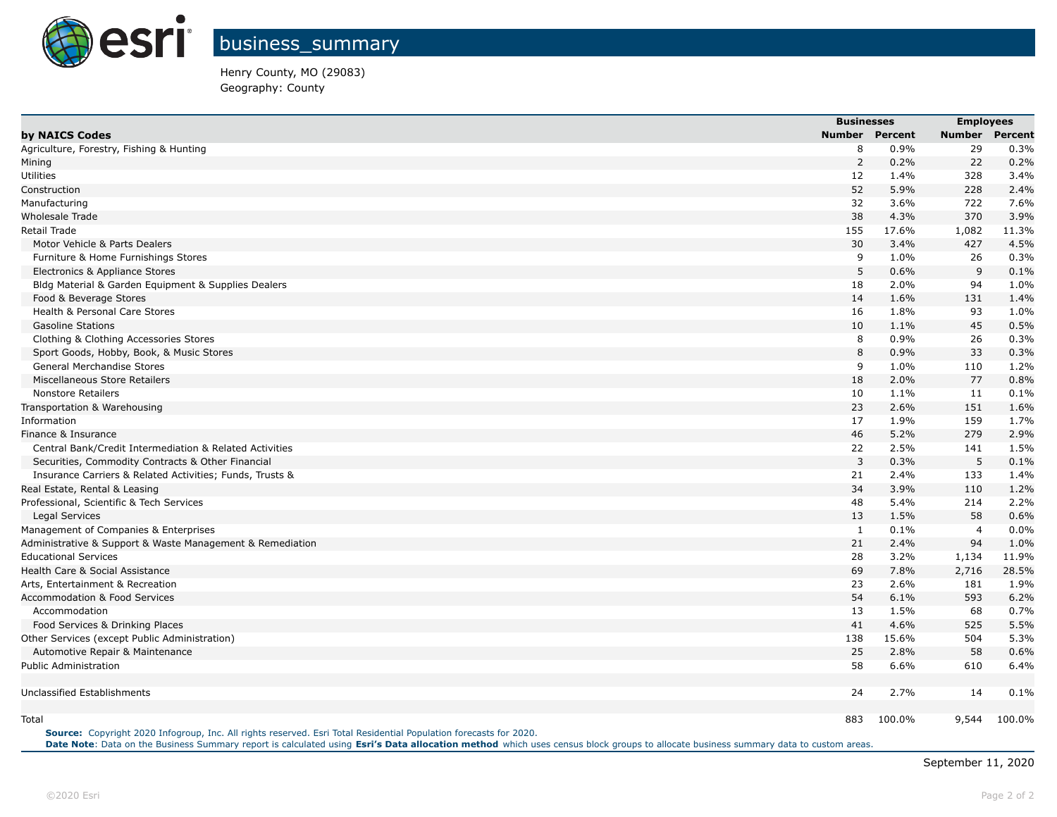# business_summary

Henry County, MO (29083)
Geography: County

| by NAICS Codes | Businesses Number | Businesses Percent | Employees Number | Employees Percent |
|---|---|---|---|---|
| Agriculture, Forestry, Fishing & Hunting | 8 | 0.9% | 29 | 0.3% |
| Mining | 2 | 0.2% | 22 | 0.2% |
| Utilities | 12 | 1.4% | 328 | 3.4% |
| Construction | 52 | 5.9% | 228 | 2.4% |
| Manufacturing | 32 | 3.6% | 722 | 7.6% |
| Wholesale Trade | 38 | 4.3% | 370 | 3.9% |
| Retail Trade | 155 | 17.6% | 1,082 | 11.3% |
| Motor Vehicle & Parts Dealers | 30 | 3.4% | 427 | 4.5% |
| Furniture & Home Furnishings Stores | 9 | 1.0% | 26 | 0.3% |
| Electronics & Appliance Stores | 5 | 0.6% | 9 | 0.1% |
| Bldg Material & Garden Equipment & Supplies Dealers | 18 | 2.0% | 94 | 1.0% |
| Food & Beverage Stores | 14 | 1.6% | 131 | 1.4% |
| Health & Personal Care Stores | 16 | 1.8% | 93 | 1.0% |
| Gasoline Stations | 10 | 1.1% | 45 | 0.5% |
| Clothing & Clothing Accessories Stores | 8 | 0.9% | 26 | 0.3% |
| Sport Goods, Hobby, Book, & Music Stores | 8 | 0.9% | 33 | 0.3% |
| General Merchandise Stores | 9 | 1.0% | 110 | 1.2% |
| Miscellaneous Store Retailers | 18 | 2.0% | 77 | 0.8% |
| Nonstore Retailers | 10 | 1.1% | 11 | 0.1% |
| Transportation & Warehousing | 23 | 2.6% | 151 | 1.6% |
| Information | 17 | 1.9% | 159 | 1.7% |
| Finance & Insurance | 46 | 5.2% | 279 | 2.9% |
| Central Bank/Credit Intermediation & Related Activities | 22 | 2.5% | 141 | 1.5% |
| Securities, Commodity Contracts & Other Financial | 3 | 0.3% | 5 | 0.1% |
| Insurance Carriers & Related Activities; Funds, Trusts & | 21 | 2.4% | 133 | 1.4% |
| Real Estate, Rental & Leasing | 34 | 3.9% | 110 | 1.2% |
| Professional, Scientific & Tech Services | 48 | 5.4% | 214 | 2.2% |
| Legal Services | 13 | 1.5% | 58 | 0.6% |
| Management of Companies & Enterprises | 1 | 0.1% | 4 | 0.0% |
| Administrative & Support & Waste Management & Remediation | 21 | 2.4% | 94 | 1.0% |
| Educational Services | 28 | 3.2% | 1,134 | 11.9% |
| Health Care & Social Assistance | 69 | 7.8% | 2,716 | 28.5% |
| Arts, Entertainment & Recreation | 23 | 2.6% | 181 | 1.9% |
| Accommodation & Food Services | 54 | 6.1% | 593 | 6.2% |
| Accommodation | 13 | 1.5% | 68 | 0.7% |
| Food Services & Drinking Places | 41 | 4.6% | 525 | 5.5% |
| Other Services (except Public Administration) | 138 | 15.6% | 504 | 5.3% |
| Automotive Repair & Maintenance | 25 | 2.8% | 58 | 0.6% |
| Public Administration | 58 | 6.6% | 610 | 6.4% |
| | | | | |
| Unclassified Establishments | 24 | 2.7% | 14 | 0.1% |
| | | | | |
| Total | 883 | 100.0% | 9,544 | 100.0% |

**Source:** Copyright 2020 Infogroup, Inc. All rights reserved. Esri Total Residential Population forecasts for 2020.
**Date Note**: Data on the Business Summary report is calculated using **Esri's Data allocation method** which uses census block groups to allocate business summary data to custom areas.

September 11, 2020

©2020 Esri